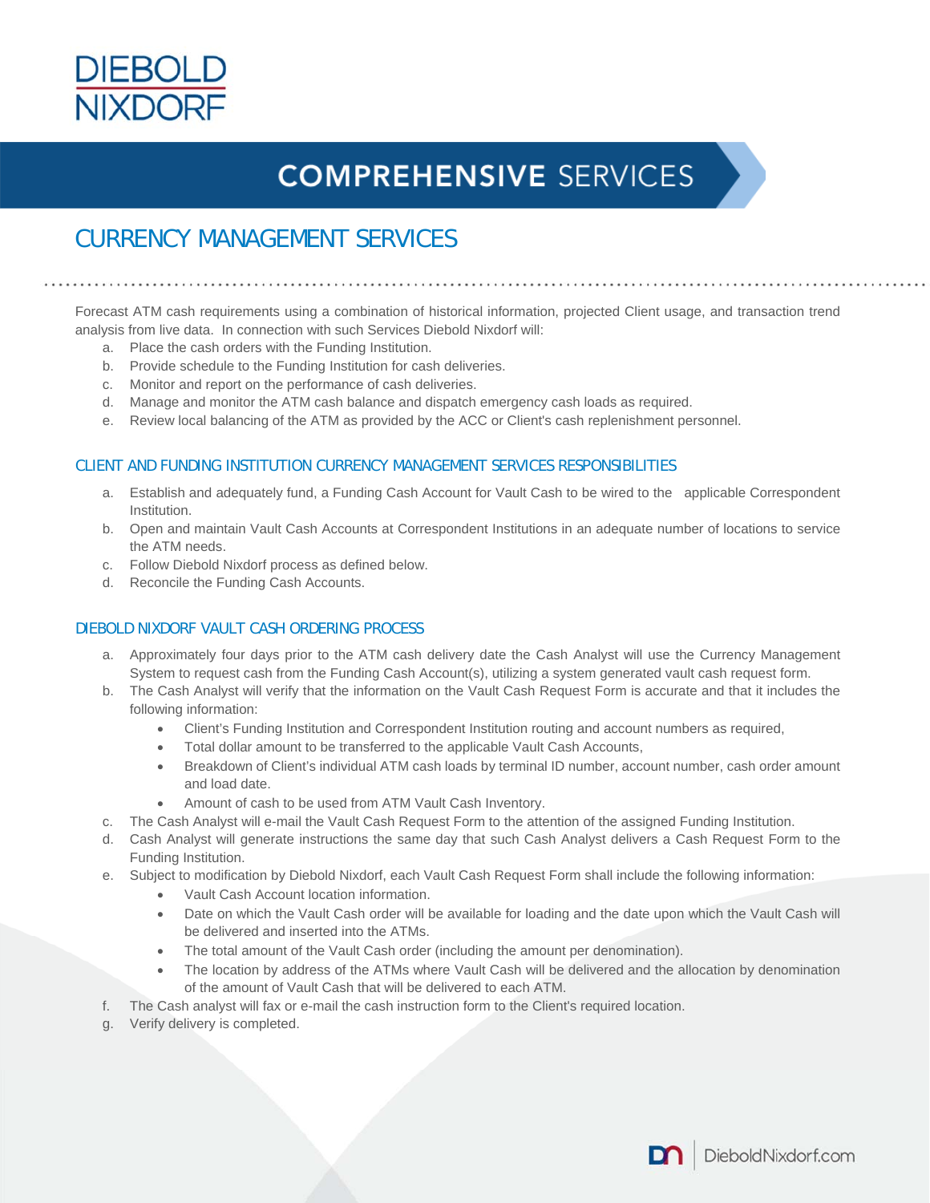# DIEBOLD NIXDORF

## COMPREHENSIVE SERVICES

## CURRENCY MANAGEMENT SERVICES

Forecast ATM cash requirements using a combination of historical information, projected Client usage, and transaction trend analysis from live data. In connection with such Services Diebold Nixdorf will:

a. Place the cash orders with the Funding Institution.
b. Provide schedule to the Funding Institution for cash deliveries.
c. Monitor and report on the performance of cash deliveries.
d. Manage and monitor the ATM cash balance and dispatch emergency cash loads as required.
e. Review local balancing of the ATM as provided by the ACC or Client's cash replenishment personnel.

### CLIENT AND FUNDING INSTITUTION CURRENCY MANAGEMENT SERVICES RESPONSIBILITIES

a. Establish and adequately fund, a Funding Cash Account for Vault Cash to be wired to the applicable Correspondent Institution.
b. Open and maintain Vault Cash Accounts at Correspondent Institutions in an adequate number of locations to service the ATM needs.
c. Follow Diebold Nixdorf process as defined below.
d. Reconcile the Funding Cash Accounts.

### DIEBOLD NIXDORF VAULT CASH ORDERING PROCESS

a. Approximately four days prior to the ATM cash delivery date the Cash Analyst will use the Currency Management System to request cash from the Funding Cash Account(s), utilizing a system generated vault cash request form.
b. The Cash Analyst will verify that the information on the Vault Cash Request Form is accurate and that it includes the following information:
    - Client's Funding Institution and Correspondent Institution routing and account numbers as required,
    - Total dollar amount to be transferred to the applicable Vault Cash Accounts,
    - Breakdown of Client's individual ATM cash loads by terminal ID number, account number, cash order amount and load date.
    - Amount of cash to be used from ATM Vault Cash Inventory.
c. The Cash Analyst will e-mail the Vault Cash Request Form to the attention of the assigned Funding Institution.
d. Cash Analyst will generate instructions the same day that such Cash Analyst delivers a Cash Request Form to the Funding Institution.
e. Subject to modification by Diebold Nixdorf, each Vault Cash Request Form shall include the following information:
    - Vault Cash Account location information.
    - Date on which the Vault Cash order will be available for loading and the date upon which the Vault Cash will be delivered and inserted into the ATMs.
    - The total amount of the Vault Cash order (including the amount per denomination).
    - The location by address of the ATMs where Vault Cash will be delivered and the allocation by denomination of the amount of Vault Cash that will be delivered to each ATM.
f. The Cash analyst will fax or e-mail the cash instruction form to the Client's required location.
g. Verify delivery is completed.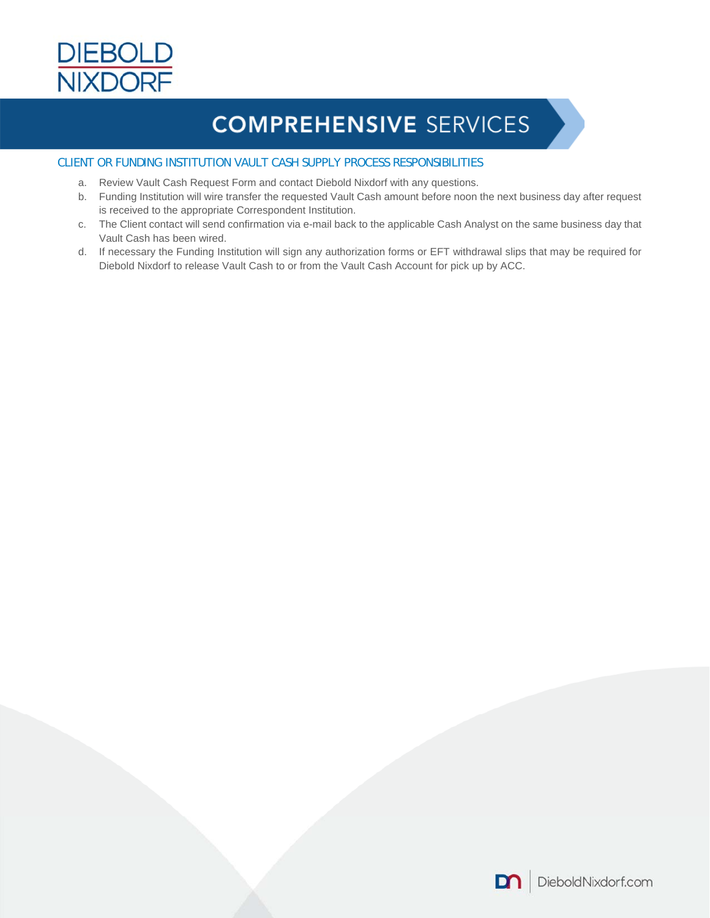## CLIENT OR FUNDING INSTITUTION VAULT CASH SUPPLY PROCESS RESPONSIBILITIES

a. Review Vault Cash Request Form and contact Diebold Nixdorf with any questions.

b. Funding Institution will wire transfer the requested Vault Cash amount before noon the next business day after request is received to the appropriate Correspondent Institution.

c. The Client contact will send confirmation via e-mail back to the applicable Cash Analyst on the same business day that Vault Cash has been wired.

d. If necessary the Funding Institution will sign any authorization forms or EFT withdrawal slips that may be required for Diebold Nixdorf to release Vault Cash to or from the Vault Cash Account for pick up by ACC.